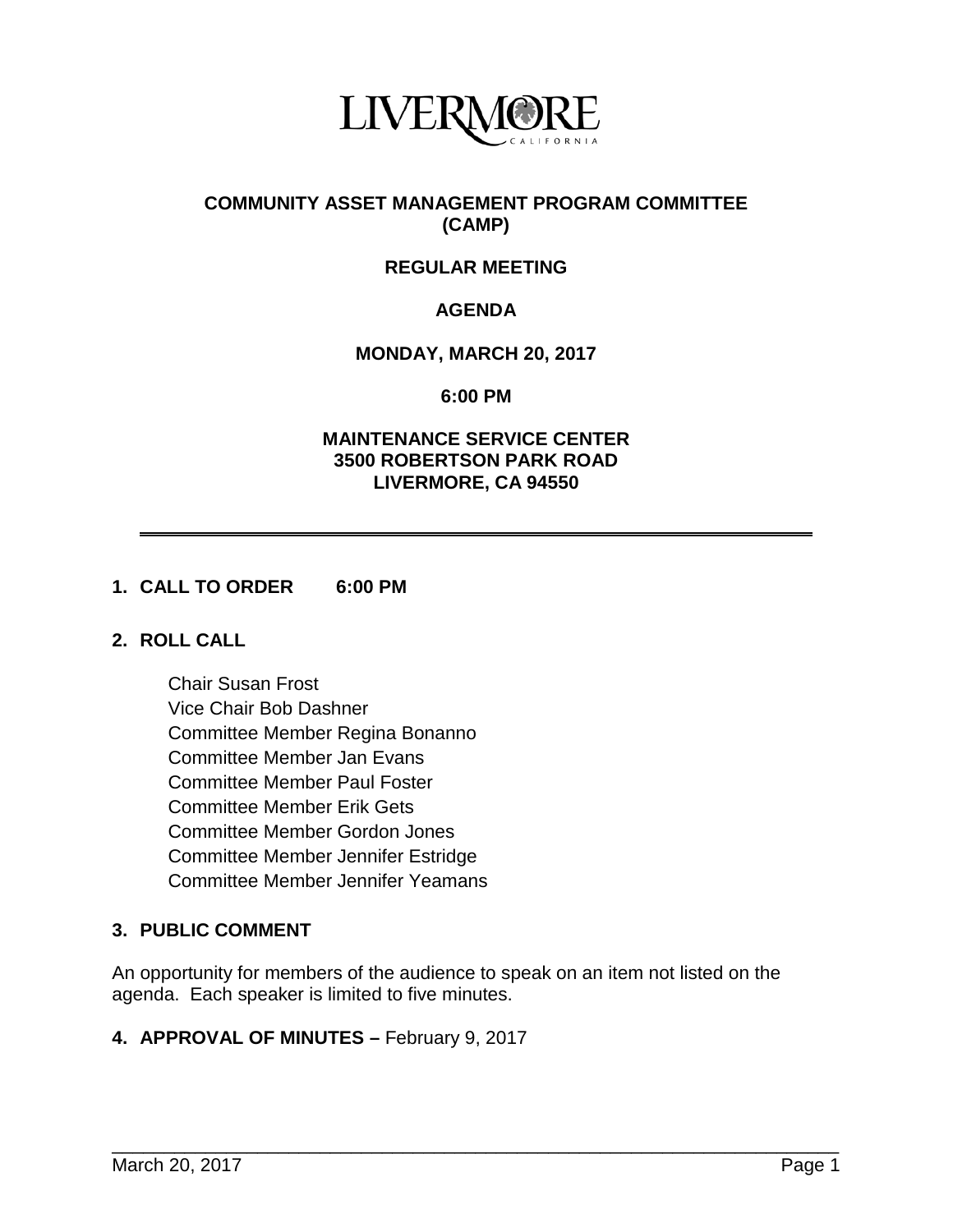LIVERMORE CALIFORNIA

# COMMUNITY ASSET MANAGEMENT PROGRAM COMMITTEE (CAMP)

## REGULAR MEETING

## AGENDA

## MONDAY, MARCH 20, 2017

## 6:00 PM

## MAINTENANCE SERVICE CENTER
## 3500 ROBERTSON PARK ROAD
## LIVERMORE, CA 94550

---

**1. CALL TO ORDER 6:00 PM**

**2. ROLL CALL**

Chair Susan Frost
Vice Chair Bob Dashner
Committee Member Regina Bonanno
Committee Member Jan Evans
Committee Member Paul Foster
Committee Member Erik Gets
Committee Member Gordon Jones
Committee Member Jennifer Estridge
Committee Member Jennifer Yeamans

**3. PUBLIC COMMENT**

An opportunity for members of the audience to speak on an item not listed on the agenda. Each speaker is limited to five minutes.

**4. APPROVAL OF MINUTES –** February 9, 2017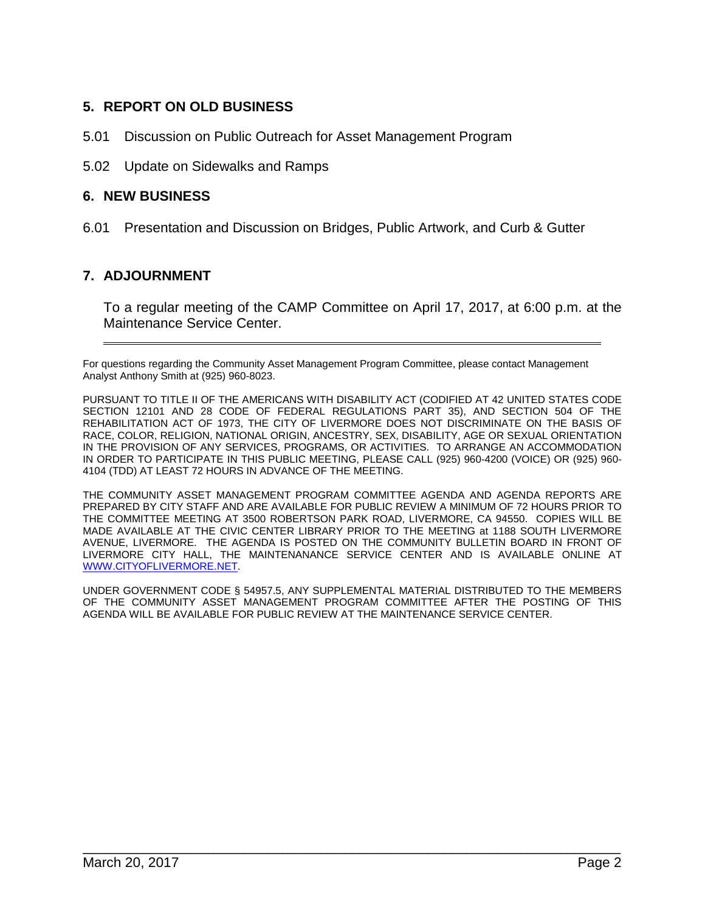## 5. REPORT ON OLD BUSINESS

5.01 Discussion on Public Outreach for Asset Management Program

5.02 Update on Sidewalks and Ramps

## 6. NEW BUSINESS

6.01 Presentation and Discussion on Bridges, Public Artwork, and Curb & Gutter

## 7. ADJOURNMENT

To a regular meeting of the CAMP Committee on April 17, 2017, at 6:00 p.m. at the Maintenance Service Center.

---

For questions regarding the Community Asset Management Program Committee, please contact Management Analyst Anthony Smith at (925) 960-8023.

PURSUANT TO TITLE II OF THE AMERICANS WITH DISABILITY ACT (CODIFIED AT 42 UNITED STATES CODE SECTION 12101 AND 28 CODE OF FEDERAL REGULATIONS PART 35), AND SECTION 504 OF THE REHABILITATION ACT OF 1973, THE CITY OF LIVERMORE DOES NOT DISCRIMINATE ON THE BASIS OF RACE, COLOR, RELIGION, NATIONAL ORIGIN, ANCESTRY, SEX, DISABILITY, AGE OR SEXUAL ORIENTATION IN THE PROVISION OF ANY SERVICES, PROGRAMS, OR ACTIVITIES. TO ARRANGE AN ACCOMMODATION IN ORDER TO PARTICIPATE IN THIS PUBLIC MEETING, PLEASE CALL (925) 960-4200 (VOICE) OR (925) 960-4104 (TDD) AT LEAST 72 HOURS IN ADVANCE OF THE MEETING.

THE COMMUNITY ASSET MANAGEMENT PROGRAM COMMITTEE AGENDA AND AGENDA REPORTS ARE PREPARED BY CITY STAFF AND ARE AVAILABLE FOR PUBLIC REVIEW A MINIMUM OF 72 HOURS PRIOR TO THE COMMITTEE MEETING AT 3500 ROBERTSON PARK ROAD, LIVERMORE, CA 94550. COPIES WILL BE MADE AVAILABLE AT THE CIVIC CENTER LIBRARY PRIOR TO THE MEETING at 1188 SOUTH LIVERMORE AVENUE, LIVERMORE. THE AGENDA IS POSTED ON THE COMMUNITY BULLETIN BOARD IN FRONT OF LIVERMORE CITY HALL, THE MAINTENANANCE SERVICE CENTER AND IS AVAILABLE ONLINE AT WWW.CITYOFLIVERMORE.NET.

UNDER GOVERNMENT CODE § 54957.5, ANY SUPPLEMENTAL MATERIAL DISTRIBUTED TO THE MEMBERS OF THE COMMUNITY ASSET MANAGEMENT PROGRAM COMMITTEE AFTER THE POSTING OF THIS AGENDA WILL BE AVAILABLE FOR PUBLIC REVIEW AT THE MAINTENANCE SERVICE CENTER.